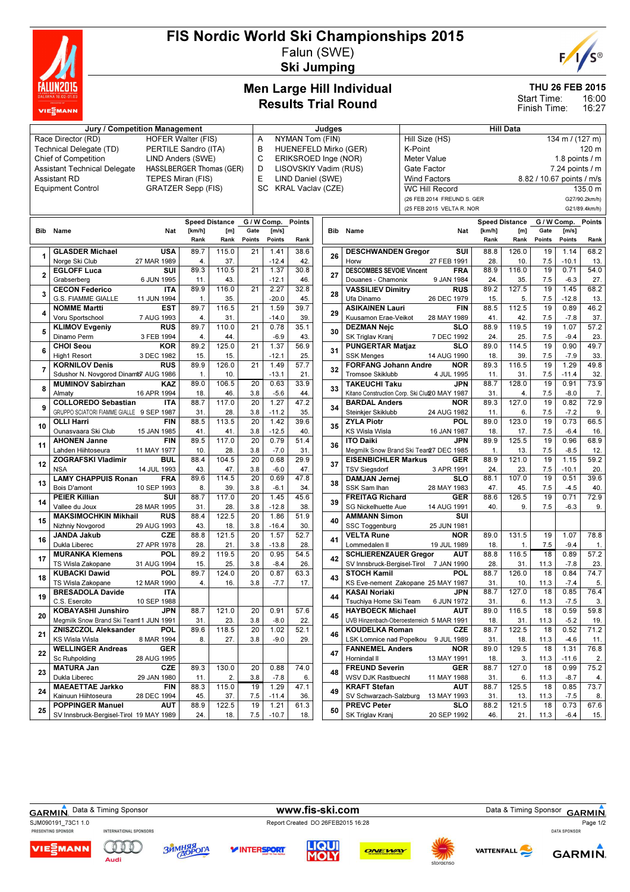# FIS Nordic World Ski Championships 2015

Falun (SWE)

**Ski Jumping**

## Men Large Hill Individual
## Results Trial Round

THU 26 FEB 2015
Start Time: 16:00
Finish Time: 16:27

| Jury / Competition Management | | Judges | | Hill Data | |
|---|---|---|---|---|---|
| Race Director (RD) | HOFER Walter (FIS) | A | NYMAN Tom (FIN) | Hill Size (HS) | 134 m / (127 m) |
| Technical Delegate (TD) | PERTILE Sandro (ITA) | B | HUENEFELD Mirko (GER) | K-Point | 120 m |
| Chief of Competition | LIND Anders (SWE) | C | ERIKSROED Inge (NOR) | Meter Value | 1.8 points / m |
| Assistant Technical Delegate | HASSLBERGER Thomas (GER) | D | LISOVSKIY Vadim (RUS) | Gate Factor | 7.24 points / m |
| Assistant RD | TEPES Miran (FIS) | E | LIND Daniel (SWE) | Wind Factors | 8.82 / 10.67 points / m/s |
| Equipment Control | GRATZER Sepp (FIS) | SC | KRAL Vaclav (CZE) | WC Hill Record | 135.0 m |
| | | | | (26 FEB 2014 FREUND S. GER | G27/90.2km/h) |
| | | | | (25 FEB 2015 VELTA R. NOR | G21/89.4km/h) |

| Bib | Name | Nat | Club | Date of birth | Speed [km/h] | Speed Rank | Distance [m] | Distance Rank | Gate | Gate Points | G/W Comp. [m/s] | Wind Points | Points | Rank |
|---|---|---|---|---|---|---|---|---|---|---|---|---|---|---|
| 1 | GLASDER Michael | USA | Norge Ski Club | 27 MAR 1989 | 89.7 | 4. | 115.0 | 37. | 21 | | 1.41 | -12.4 | 38.6 | 42. |
| 2 | EGLOFF Luca | SUI | Grabserberg | 6 JUN 1995 | 89.3 | 11. | 110.5 | 43. | 21 | | 1.37 | -12.1 | 30.8 | 46. |
| 3 | CECON Federico | ITA | G.S. FIAMME GIALLE | 11 JUN 1994 | 89.9 | 1. | 116.0 | 35. | 21 | | 2.27 | -20.0 | 32.8 | 45. |
| 4 | NOMME Martti | EST | Voru Sportschool | 7 AUG 1993 | 89.7 | 4. | 116.5 | 31. | 21 | | 1.59 | -14.0 | 39.7 | 39. |
| 5 | KLIMOV Evgeniy | RUS | Dinamo Perm | 3 FEB 1994 | 89.7 | 4. | 110.0 | 44. | 21 | | 0.78 | -6.9 | 35.1 | 43. |
| 6 | CHOI Seou | KOR | High1 Resort | 3 DEC 1982 | 89.2 | 15. | 125.0 | 15. | 21 | | 1.37 | -12.1 | 56.9 | 25. |
| 7 | KORNILOV Denis | RUS | Sdushor N. Novgorod Dinamo | 17 AUG 1986 | 89.9 | 1. | 126.0 | 10. | 21 | | 1.49 | -13.1 | 57.7 | 21. |
| 8 | MUMINOV Sabirzhan | KAZ | Almaty | 16 APR 1994 | 89.0 | 18. | 106.5 | 46. | 20 | 3.8 | 0.63 | -5.6 | 33.9 | 44. |
| 9 | COLLOREDO Sebastian | ITA | GRUPPO SCIATORI FIAMME GIALLE | 9 SEP 1987 | 88.7 | 31. | 117.0 | 28. | 20 | 3.8 | 1.27 | -11.2 | 47.2 | 35. |
| 10 | OLLI Harri | FIN | Ounasvaara Ski Club | 15 JAN 1985 | 88.5 | 41. | 113.5 | 41. | 20 | 3.8 | 1.42 | -12.5 | 39.6 | 40. |
| 11 | AHONEN Janne | FIN | Lahden Hiihtoseura | 11 MAY 1977 | 89.5 | 10. | 117.0 | 28. | 20 | 3.8 | 0.79 | -7.0 | 51.4 | 31. |
| 12 | ZOGRAFSKI Vladimir | BUL | NSA | 14 JUL 1993 | 88.4 | 43. | 104.5 | 47. | 20 | 3.8 | 0.68 | -6.0 | 29.9 | 47. |
| 13 | LAMY CHAPPUIS Ronan | FRA | Bois D'amont | 10 SEP 1993 | 89.6 | 8. | 114.5 | 39. | 20 | 3.8 | 0.69 | -6.1 | 47.8 | 34. |
| 14 | PEIER Killian | SUI | Vallee du Joux | 28 MAR 1995 | 88.7 | 31. | 117.0 | 28. | 20 | 3.8 | 1.45 | -12.8 | 45.6 | 38. |
| 15 | MAKSIMOCHKIN Mikhail | RUS | Nizhniy Novgorod | 29 AUG 1993 | 88.4 | 43. | 122.5 | 18. | 20 | 3.8 | 1.86 | -16.4 | 51.9 | 30. |
| 16 | JANDA Jakub | CZE | Dukla Liberec | 27 APR 1978 | 88.8 | 28. | 121.5 | 21. | 20 | 3.8 | 1.57 | -13.8 | 52.7 | 28. |
| 17 | MURANKA Klemens | POL | TS Wisla Zakopane | 31 AUG 1994 | 89.2 | 15. | 119.5 | 25. | 20 | 3.8 | 0.95 | -8.4 | 54.5 | 26. |
| 18 | KUBACKI Dawid | POL | TS Wisla Zakopane | 12 MAR 1990 | 89.7 | 4. | 124.0 | 16. | 20 | 3.8 | 0.87 | -7.7 | 63.3 | 17. |
| 19 | BRESADOLA Davide | ITA | C.S. Esercito | 10 SEP 1988 | | | | | | | | | | |
| 20 | KOBAYASHI Junshiro | JPN | Megmilk Snow Brand Ski Team | 11 JUN 1991 | 88.7 | 31. | 121.0 | 23. | 20 | 3.8 | 0.91 | -8.0 | 57.6 | 22. |
| 21 | ZNISZCZOL Aleksander | POL | KS Wisla Wisla | 8 MAR 1994 | 89.6 | 8. | 118.5 | 27. | 20 | 3.8 | 1.02 | -9.0 | 52.1 | 29. |
| 22 | WELLINGER Andreas | GER | Sc Ruhpolding | 28 AUG 1995 | | | | | | | | | | |
| 23 | MATURA Jan | CZE | Dukla Liberec | 29 JAN 1980 | 89.3 | 11. | 130.0 | 2. | 20 | 3.8 | 0.88 | -7.8 | 74.0 | 6. |
| 24 | MAEAETTAE Jarkko | FIN | Kainuun Hiihtoseura | 28 DEC 1994 | 88.3 | 45. | 115.0 | 37. | 19 | 7.5 | 1.29 | -11.4 | 47.1 | 36. |
| 25 | POPPINGER Manuel | AUT | SV Innsbruck-Bergisel-Tirol | 19 MAY 1989 | 88.9 | 24. | 122.5 | 18. | 19 | 7.5 | 1.21 | -10.7 | 61.3 | 18. |
| 26 | DESCHWANDEN Gregor | SUI | Horw | 27 FEB 1991 | 88.8 | 28. | 126.0 | 10. | 19 | 7.5 | 1.14 | -10.1 | 68.2 | 13. |
| 27 | DESCOMBES SEVOIE Vincent | FRA | Douanes - Chamonix | 9 JAN 1984 | 88.9 | 24. | 116.0 | 35. | 19 | 7.5 | 0.71 | -6.3 | 54.0 | 27. |
| 28 | VASSILIEV Dimitry | RUS | Ufa Dinamo | 26 DEC 1979 | 89.2 | 15. | 127.5 | 5. | 19 | 7.5 | 1.45 | -12.8 | 68.2 | 13. |
| 29 | ASIKAINEN Lauri | FIN | Kuusamon Erae-Veikot | 28 MAY 1989 | 88.5 | 41. | 112.5 | 42. | 19 | 7.5 | 0.89 | -7.8 | 46.2 | 37. |
| 30 | DEZMAN Nejc | SLO | SK Triglav Kranj | 7 DEC 1992 | 88.9 | 24. | 119.5 | 25. | 19 | 7.5 | 1.07 | -9.4 | 57.2 | 23. |
| 31 | PUNGERTAR Matjaz | SLO | SSK Menges | 14 AUG 1990 | 89.0 | 18. | 114.5 | 39. | 19 | 7.5 | 0.90 | -7.9 | 49.7 | 33. |
| 32 | FORFANG Johann Andre | NOR | Tromsoe Skiklubb | 4 JUL 1995 | 89.3 | 11. | 116.5 | 31. | 19 | 7.5 | 1.29 | -11.4 | 49.8 | 32. |
| 33 | TAKEUCHI Taku | JPN | Kitano Construction Corp. Ski Club | 20 MAY 1987 | 88.7 | 31. | 128.0 | 4. | 19 | 7.5 | 0.91 | -8.0 | 73.9 | 7. |
| 34 | BARDAL Anders | NOR | Steinkjer Skiklubb | 24 AUG 1982 | 89.3 | 11. | 127.0 | 6. | 19 | 7.5 | 0.82 | -7.2 | 72.9 | 9. |
| 35 | ZYLA Piotr | POL | KS Wisla Wisla | 16 JAN 1987 | 89.0 | 18. | 123.0 | 17. | 19 | 7.5 | 0.73 | -6.4 | 66.5 | 16. |
| 36 | ITO Daiki | JPN | Megmilk Snow Brand Ski Team | 27 DEC 1985 | 89.9 | 1. | 125.5 | 13. | 19 | 7.5 | 0.96 | -8.5 | 68.9 | 12. |
| 37 | EISENBICHLER Markus | GER | TSV Siegsdorf | 3 APR 1991 | 88.9 | 24. | 121.0 | 23. | 19 | 7.5 | 1.15 | -10.1 | 59.2 | 20. |
| 38 | DAMJAN Jernej | SLO | SSK Sam Ihan | 28 MAY 1983 | 88.1 | 47. | 107.0 | 45. | 19 | 7.5 | 0.51 | -4.5 | 39.6 | 40. |
| 39 | FREITAG Richard | GER | SG Nickelhuette Aue | 14 AUG 1991 | 88.6 | 40. | 126.5 | 9. | 19 | 7.5 | 0.71 | -6.3 | 72.9 | 9. |
| 40 | AMMANN Simon | SUI | SSC Toggenburg | 25 JUN 1981 | | | | | | | | | | |
| 41 | VELTA Rune | NOR | Lommedalen Il | 19 JUL 1989 | 89.0 | 18. | 131.5 | 1. | 19 | 7.5 | 1.07 | -9.4 | 78.8 | 1. |
| 42 | SCHLIERENZAUER Gregor | AUT | SV Innsbruck-Bergisel-Tirol | 7 JAN 1990 | 88.8 | 28. | 116.5 | 31. | 18 | 11.3 | 0.89 | -7.8 | 57.2 | 23. |
| 43 | STOCH Kamil | POL | KS Eve-nement Zakopane | 25 MAY 1987 | 88.7 | 31. | 126.0 | 10. | 18 | 11.3 | 0.84 | -7.4 | 74.7 | 5. |
| 44 | KASAI Noriaki | JPN | Tsuchiya Home Ski Team | 6 JUN 1972 | 88.7 | 31. | 127.0 | 6. | 18 | 11.3 | 0.85 | -7.5 | 76.4 | 3. |
| 45 | HAYBOECK Michael | AUT | UVB Hinzenbach-Oberoesterreich | 5 MAR 1991 | 89.0 | 18. | 116.5 | 31. | 18 | 11.3 | 0.59 | -5.2 | 59.8 | 19. |
| 46 | KOUDELKA Roman | CZE | LSK Lomnice nad Popelkou | 9 JUL 1989 | 88.7 | 31. | 122.5 | 18. | 18 | 11.3 | 0.52 | -4.6 | 71.2 | 11. |
| 47 | FANNEMEL Anders | NOR | Hornindal Il | 13 MAY 1991 | 89.0 | 18. | 129.5 | 3. | 18 | 11.3 | 1.31 | -11.6 | 76.8 | 2. |
| 48 | FREUND Severin | GER | WSV DJK Rastbuechl | 11 MAY 1988 | 88.7 | 31. | 127.0 | 6. | 18 | 11.3 | 0.99 | -8.7 | 75.2 | 4. |
| 49 | STJERNEN Andreas | NOR | SV Schwarzach-Salzburg | 13 MAY 1993 | 88.7 | 31. | 125.5 | 13. | 18 | 11.3 | 0.85 | -7.5 | 73.7 | 8. |
| 50 | PREVC Peter | SLO | SK Triglav Kranj | 20 SEP 1992 | 88.2 | 46. | 121.5 | 21. | 18 | 11.3 | 0.73 | -6.4 | 67.6 | 15. |

Data & Timing Sponsor GARMIN — www.fis-ski.com — Data & Timing Sponsor GARMIN

SJM090191_73C1 1.0 — Report Created DO 26FEB2015 16:28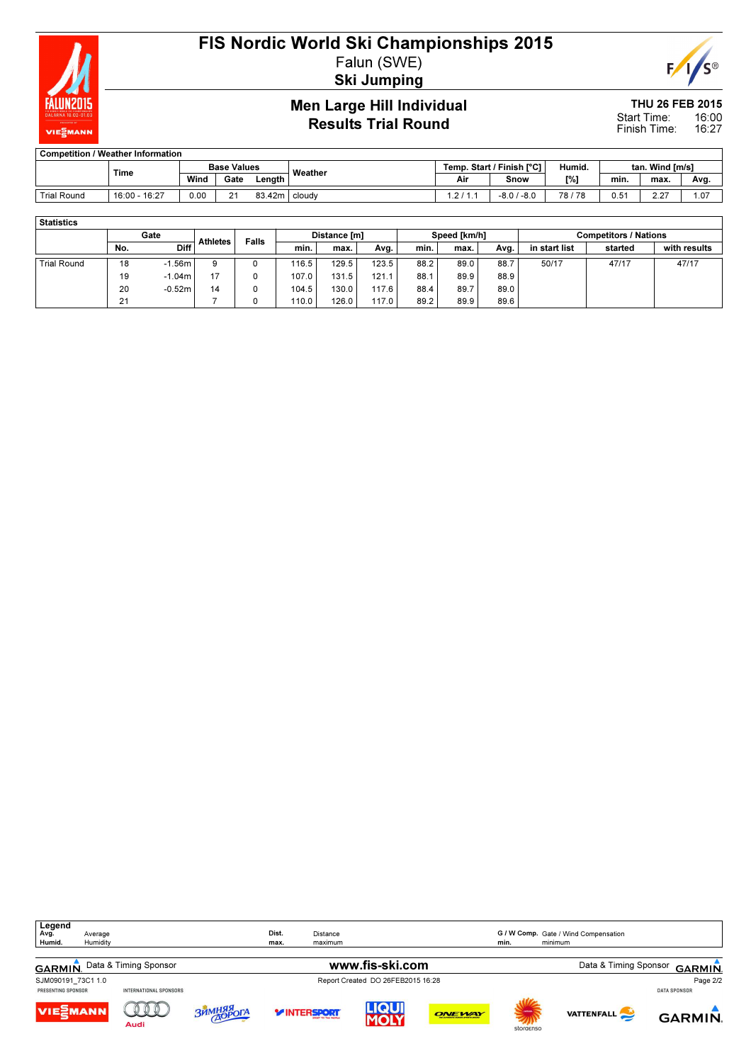# FIS Nordic World Ski Championships 2015

Falun (SWE)

**Ski Jumping**

## Men Large Hill Individual
## Results Trial Round

**THU 26 FEB 2015**

Start Time: 16:00
Finish Time: 16:27

**Competition / Weather Information**

| | Time | Base Values | | | Weather | Temp. Start / Finish [°C] | | Humid. | tan. Wind [m/s] | | |
|---|---|---|---|---|---|---|---|---|---|---|---|
| | | Wind | Gate | Length | | Air | Snow | [%] | min. | max. | Avg. |
| Trial Round | 16:00 - 16:27 | 0.00 | 21 | 83.42m | cloudy | 1.2 / 1.1 | -8.0 / -8.0 | 78 / 78 | 0.51 | 2.27 | 1.07 |

**Statistics**

| | Gate | | Athletes | Falls | Distance [m] | | | Speed [km/h] | | | Competitors / Nations | | |
|---|---|---|---|---|---|---|---|---|---|---|---|---|---|
| | No. | Diff | | | min. | max. | Avg. | min. | max. | Avg. | in start list | started | with results |
| Trial Round | 18 | -1.56m | 9 | 0 | 116.5 | 129.5 | 123.5 | 88.2 | 89.0 | 88.7 | 50/17 | 47/17 | 47/17 |
| | 19 | -1.04m | 17 | 0 | 107.0 | 131.5 | 121.1 | 88.1 | 89.9 | 88.9 | | | |
| | 20 | -0.52m | 14 | 0 | 104.5 | 130.0 | 117.6 | 88.4 | 89.7 | 89.0 | | | |
| | 21 | | 7 | 0 | 110.0 | 126.0 | 117.0 | 89.2 | 89.9 | 89.6 | | | |

**Legend**

| | | | | | |
|---|---|---|---|---|---|
| Avg. | Average | Dist. | Distance | G / W Comp. | Gate / Wind Compensation |
| Humid. | Humidity | max. | maximum | min. | minimum |

Data & Timing Sponsor GARMIN — www.fis-ski.com — Data & Timing Sponsor GARMIN

SJM090191_73C1 1.0 — Report Created DO 26FEB2015 16:28